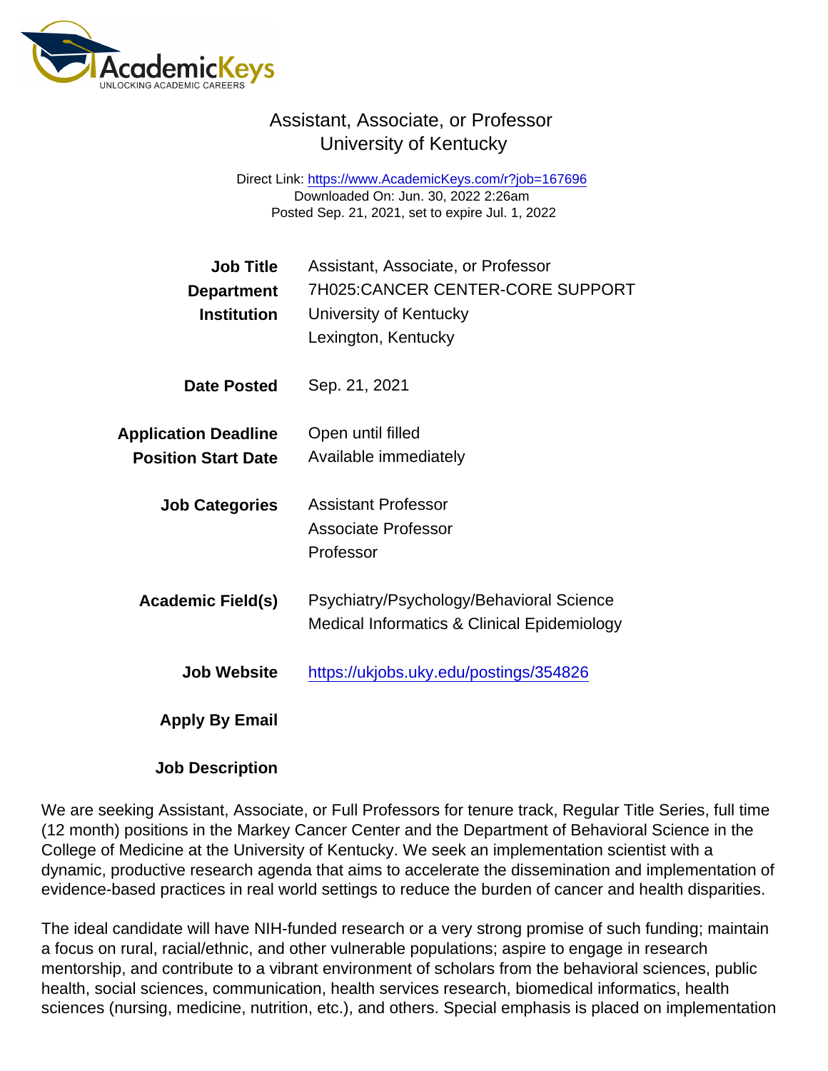# Assistant, Associate, or Professor
## University of Kentucky

Direct Link: https://www.AcademicKeys.com/r?job=167696
Downloaded On: Jun. 30, 2022 2:26am
Posted Sep. 21, 2021, set to expire Jul. 1, 2022

**Job Title** Assistant, Associate, or Professor
**Department** 7H025:CANCER CENTER-CORE SUPPORT
**Institution** University of Kentucky
Lexington, Kentucky

**Date Posted** Sep. 21, 2021

**Application Deadline** Open until filled
**Position Start Date** Available immediately

**Job Categories** Assistant Professor
Associate Professor
Professor

**Academic Field(s)** Psychiatry/Psychology/Behavioral Science
Medical Informatics & Clinical Epidemiology

**Job Website** https://ukjobs.uky.edu/postings/354826

**Apply By Email**

**Job Description**

We are seeking Assistant, Associate, or Full Professors for tenure track, Regular Title Series, full time (12 month) positions in the Markey Cancer Center and the Department of Behavioral Science in the College of Medicine at the University of Kentucky. We seek an implementation scientist with a dynamic, productive research agenda that aims to accelerate the dissemination and implementation of evidence-based practices in real world settings to reduce the burden of cancer and health disparities.

The ideal candidate will have NIH-funded research or a very strong promise of such funding; maintain a focus on rural, racial/ethnic, and other vulnerable populations; aspire to engage in research mentorship, and contribute to a vibrant environment of scholars from the behavioral sciences, public health, social sciences, communication, health services research, biomedical informatics, health sciences (nursing, medicine, nutrition, etc.), and others. Special emphasis is placed on implementation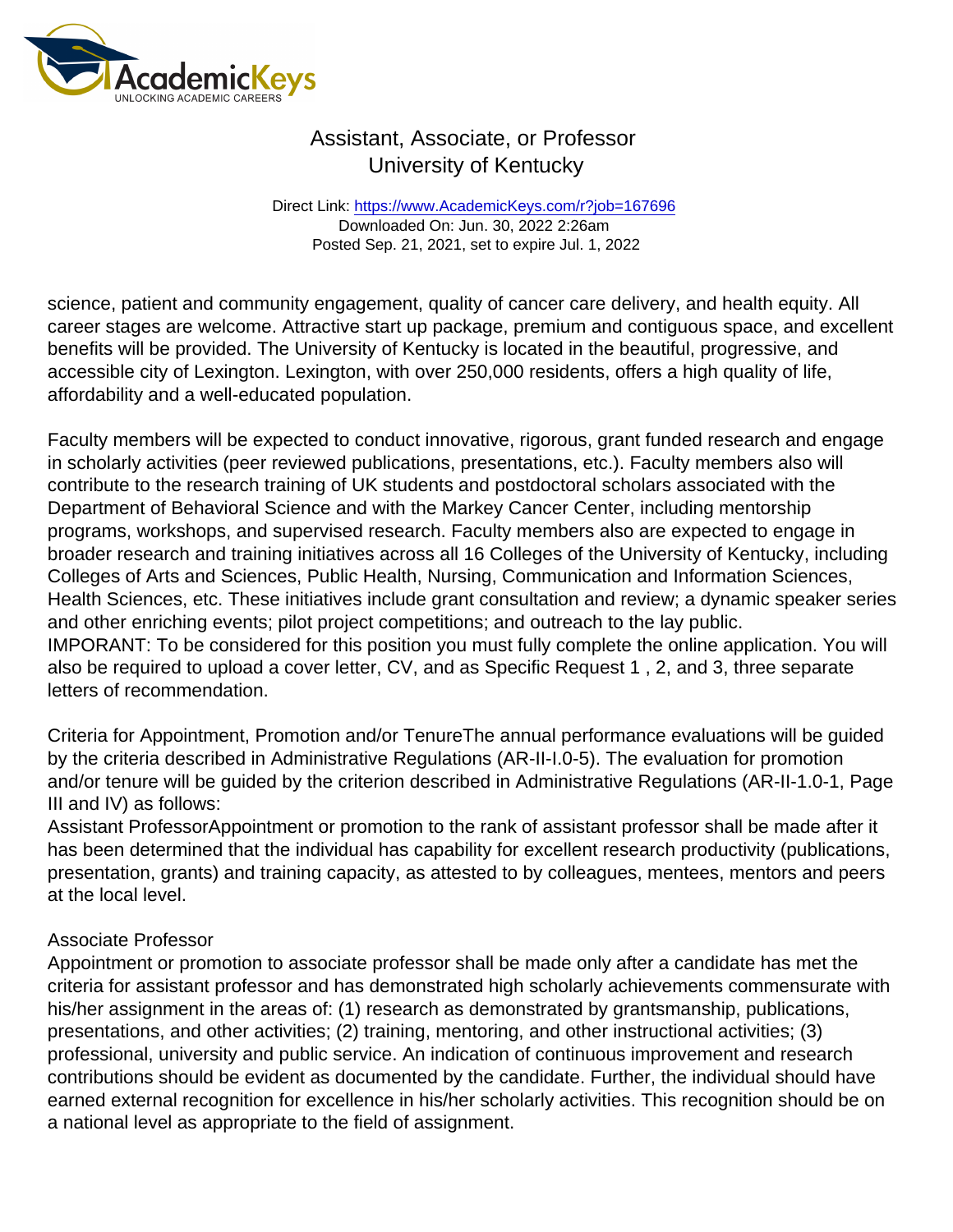science, patient and community engagement, quality of cancer care delivery, and health equity. All career stages are welcome. Attractive start up package, premium and contiguous space, and excellent benefits will be provided. The University of Kentucky is located in the beautiful, progressive, and accessible city of Lexington. Lexington, with over 250,000 residents, offers a high quality of life, affordability and a well-educated population.

Faculty members will be expected to conduct innovative, rigorous, grant funded research and engage in scholarly activities (peer reviewed publications, presentations, etc.). Faculty members also will contribute to the research training of UK students and postdoctoral scholars associated with the Department of Behavioral Science and with the Markey Cancer Center, including mentorship programs, workshops, and supervised research. Faculty members also are expected to engage in broader research and training initiatives across all 16 Colleges of the University of Kentucky, including Colleges of Arts and Sciences, Public Health, Nursing, Communication and Information Sciences, Health Sciences, etc. These initiatives include grant consultation and review; a dynamic speaker series and other enriching events; pilot project competitions; and outreach to the lay public.
IMPORANT: To be considered for this position you must fully complete the online application. You will also be required to upload a cover letter, CV, and as Specific Request 1 , 2, and 3, three separate letters of recommendation.

Criteria for Appointment, Promotion and/or TenureThe annual performance evaluations will be guided by the criteria described in Administrative Regulations (AR-II-I.0-5). The evaluation for promotion and/or tenure will be guided by the criterion described in Administrative Regulations (AR-II-1.0-1, Page III and IV) as follows:
Assistant ProfessorAppointment or promotion to the rank of assistant professor shall be made after it has been determined that the individual has capability for excellent research productivity (publications, presentation, grants) and training capacity, as attested to by colleagues, mentees, mentors and peers at the local level.

Associate Professor
Appointment or promotion to associate professor shall be made only after a candidate has met the criteria for assistant professor and has demonstrated high scholarly achievements commensurate with his/her assignment in the areas of: (1) research as demonstrated by grantsmanship, publications, presentations, and other activities; (2) training, mentoring, and other instructional activities; (3) professional, university and public service. An indication of continuous improvement and research contributions should be evident as documented by the candidate. Further, the individual should have earned external recognition for excellence in his/her scholarly activities. This recognition should be on a national level as appropriate to the field of assignment.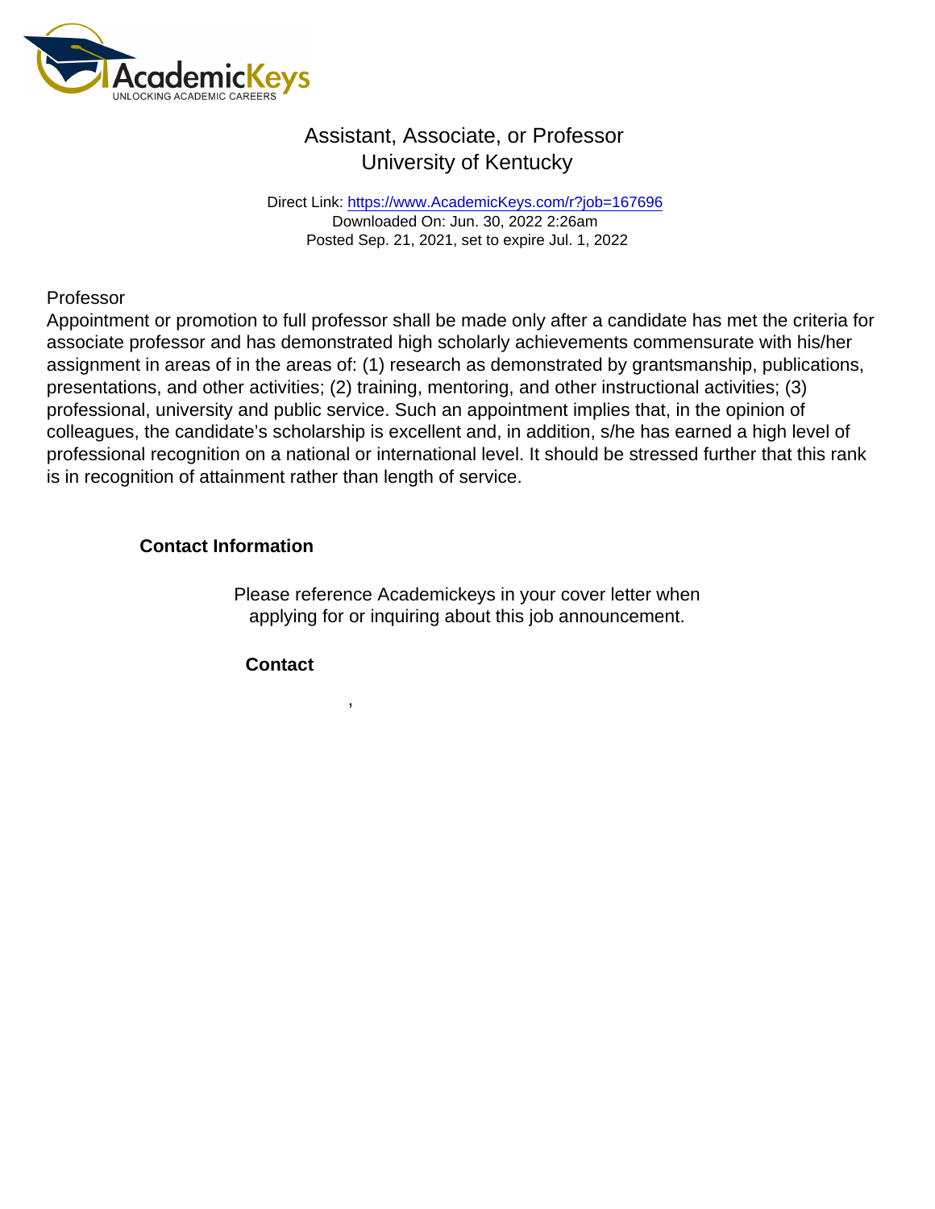Assistant, Associate, or Professor
University of Kentucky

Direct Link: https://www.AcademicKeys.com/r?job=167696
Downloaded On: Jun. 30, 2022 2:26am
Posted Sep. 21, 2021, set to expire Jul. 1, 2022

Professor
Appointment or promotion to full professor shall be made only after a candidate has met the criteria for associate professor and has demonstrated high scholarly achievements commensurate with his/her assignment in areas of in the areas of: (1) research as demonstrated by grantsmanship, publications, presentations, and other activities; (2) training, mentoring, and other instructional activities; (3) professional, university and public service. Such an appointment implies that, in the opinion of colleagues, the candidate's scholarship is excellent and, in addition, s/he has earned a high level of professional recognition on a national or international level. It should be stressed further that this rank is in recognition of attainment rather than length of service.

**Contact Information**

Please reference Academickeys in your cover letter when applying for or inquiring about this job announcement.

**Contact**

,